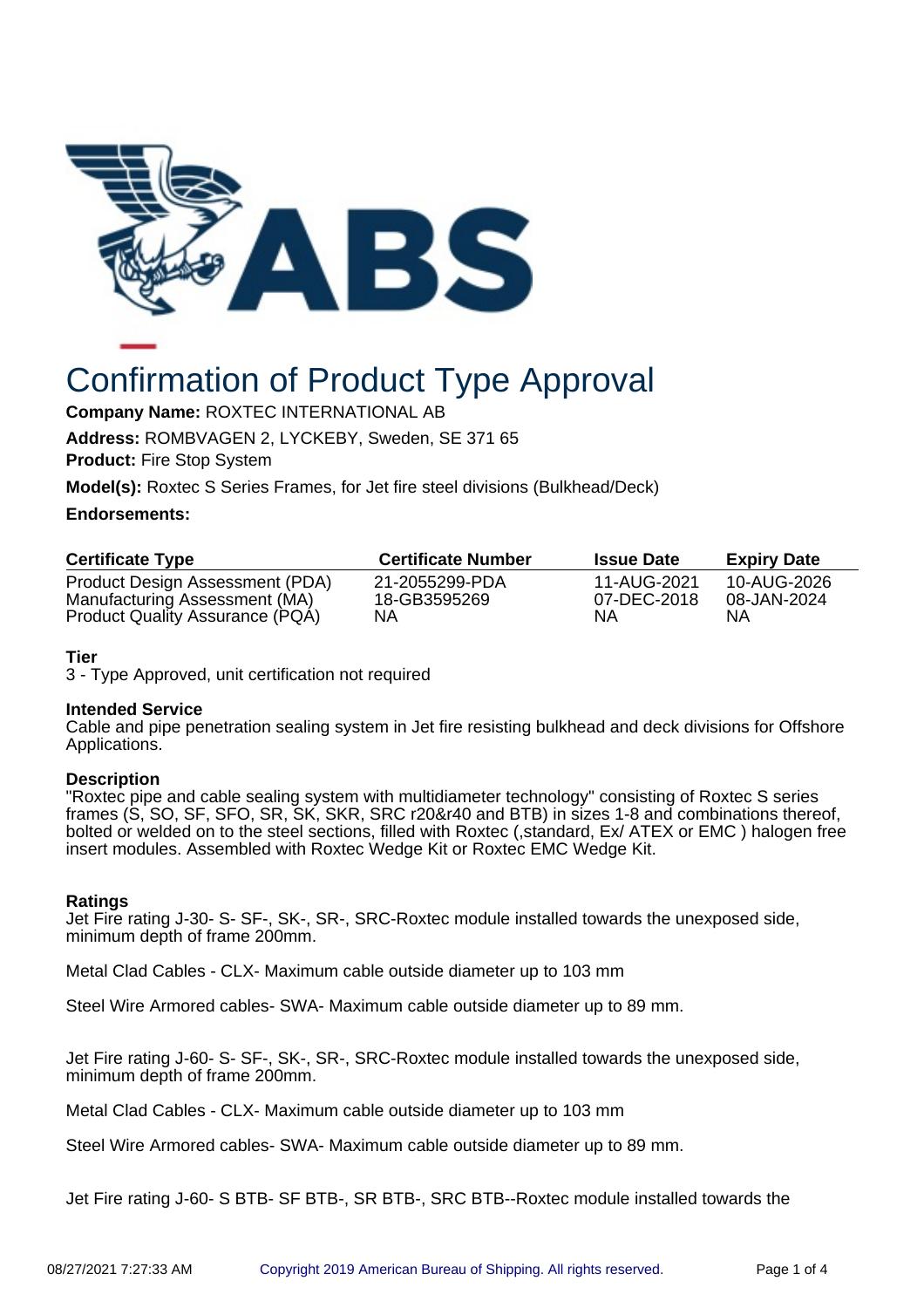# Confirmation of Product Type Approval

**Company Name:** ROXTEC INTERNATIONAL AB

**Address:** ROMBVAGEN 2, LYCKEBY, Sweden, SE 371 65

**Product:** Fire Stop System

**Model(s):** Roxtec S Series Frames, for Jet fire steel divisions (Bulkhead/Deck)

**Endorsements:**

| Certificate Type | Certificate Number | Issue Date | Expiry Date |
|---|---|---|---|
| Product Design Assessment (PDA) | 21-2055299-PDA | 11-AUG-2021 | 10-AUG-2026 |
| Manufacturing Assessment (MA) | 18-GB3595269 | 07-DEC-2018 | 08-JAN-2024 |
| Product Quality Assurance (PQA) | NA | NA | NA |

**Tier**

3 - Type Approved, unit certification not required

**Intended Service**

Cable and pipe penetration sealing system in Jet fire resisting bulkhead and deck divisions for Offshore Applications.

**Description**

"Roxtec pipe and cable sealing system with multidiameter technology" consisting of Roxtec S series frames (S, SO, SF, SFO, SR, SK, SKR, SRC r20&r40 and BTB) in sizes 1-8 and combinations thereof, bolted or welded on to the steel sections, filled with Roxtec (,standard, Ex/ ATEX or EMC ) halogen free insert modules. Assembled with Roxtec Wedge Kit or Roxtec EMC Wedge Kit.

**Ratings**

Jet Fire rating J-30- S- SF-, SK-, SR-, SRC-Roxtec module installed towards the unexposed side, minimum depth of frame 200mm.

Metal Clad Cables - CLX- Maximum cable outside diameter up to 103 mm

Steel Wire Armored cables- SWA- Maximum cable outside diameter up to 89 mm.

Jet Fire rating J-60- S- SF-, SK-, SR-, SRC-Roxtec module installed towards the unexposed side, minimum depth of frame 200mm.

Metal Clad Cables - CLX- Maximum cable outside diameter up to 103 mm

Steel Wire Armored cables- SWA- Maximum cable outside diameter up to 89 mm.

Jet Fire rating J-60- S BTB- SF BTB-, SR BTB-, SRC BTB--Roxtec module installed towards the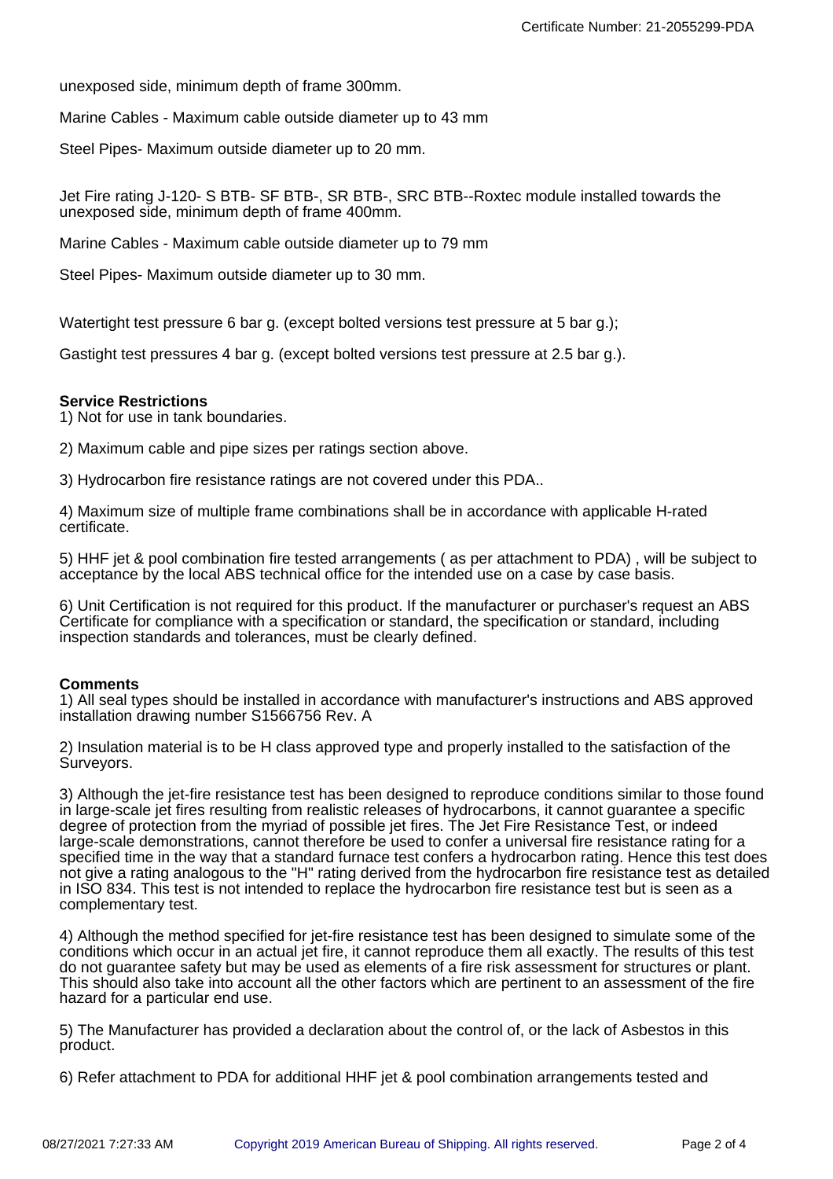unexposed side, minimum depth of frame 300mm.

Marine Cables - Maximum cable outside diameter up to 43 mm

Steel Pipes- Maximum outside diameter up to 20 mm.

Jet Fire rating J-120- S BTB- SF BTB-, SR BTB-, SRC BTB--Roxtec module installed towards the unexposed side, minimum depth of frame 400mm.

Marine Cables - Maximum cable outside diameter up to 79 mm

Steel Pipes- Maximum outside diameter up to 30 mm.

Watertight test pressure 6 bar g. (except bolted versions test pressure at 5 bar g.);

Gastight test pressures 4 bar g. (except bolted versions test pressure at 2.5 bar g.).

**Service Restrictions**

1) Not for use in tank boundaries.

2) Maximum cable and pipe sizes per ratings section above.

3) Hydrocarbon fire resistance ratings are not covered under this PDA..

4) Maximum size of multiple frame combinations shall be in accordance with applicable H-rated certificate.

5) HHF jet & pool combination fire tested arrangements ( as per attachment to PDA) , will be subject to acceptance by the local ABS technical office for the intended use on a case by case basis.

6) Unit Certification is not required for this product. If the manufacturer or purchaser's request an ABS Certificate for compliance with a specification or standard, the specification or standard, including inspection standards and tolerances, must be clearly defined.

**Comments**

1) All seal types should be installed in accordance with manufacturer's instructions and ABS approved installation drawing number S1566756 Rev. A

2) Insulation material is to be H class approved type and properly installed to the satisfaction of the Surveyors.

3) Although the jet-fire resistance test has been designed to reproduce conditions similar to those found in large-scale jet fires resulting from realistic releases of hydrocarbons, it cannot guarantee a specific degree of protection from the myriad of possible jet fires. The Jet Fire Resistance Test, or indeed large-scale demonstrations, cannot therefore be used to confer a universal fire resistance rating for a specified time in the way that a standard furnace test confers a hydrocarbon rating. Hence this test does not give a rating analogous to the "H" rating derived from the hydrocarbon fire resistance test as detailed in ISO 834. This test is not intended to replace the hydrocarbon fire resistance test but is seen as a complementary test.

4) Although the method specified for jet-fire resistance test has been designed to simulate some of the conditions which occur in an actual jet fire, it cannot reproduce them all exactly. The results of this test do not guarantee safety but may be used as elements of a fire risk assessment for structures or plant. This should also take into account all the other factors which are pertinent to an assessment of the fire hazard for a particular end use.

5) The Manufacturer has provided a declaration about the control of, or the lack of Asbestos in this product.

6) Refer attachment to PDA for additional HHF jet & pool combination arrangements tested and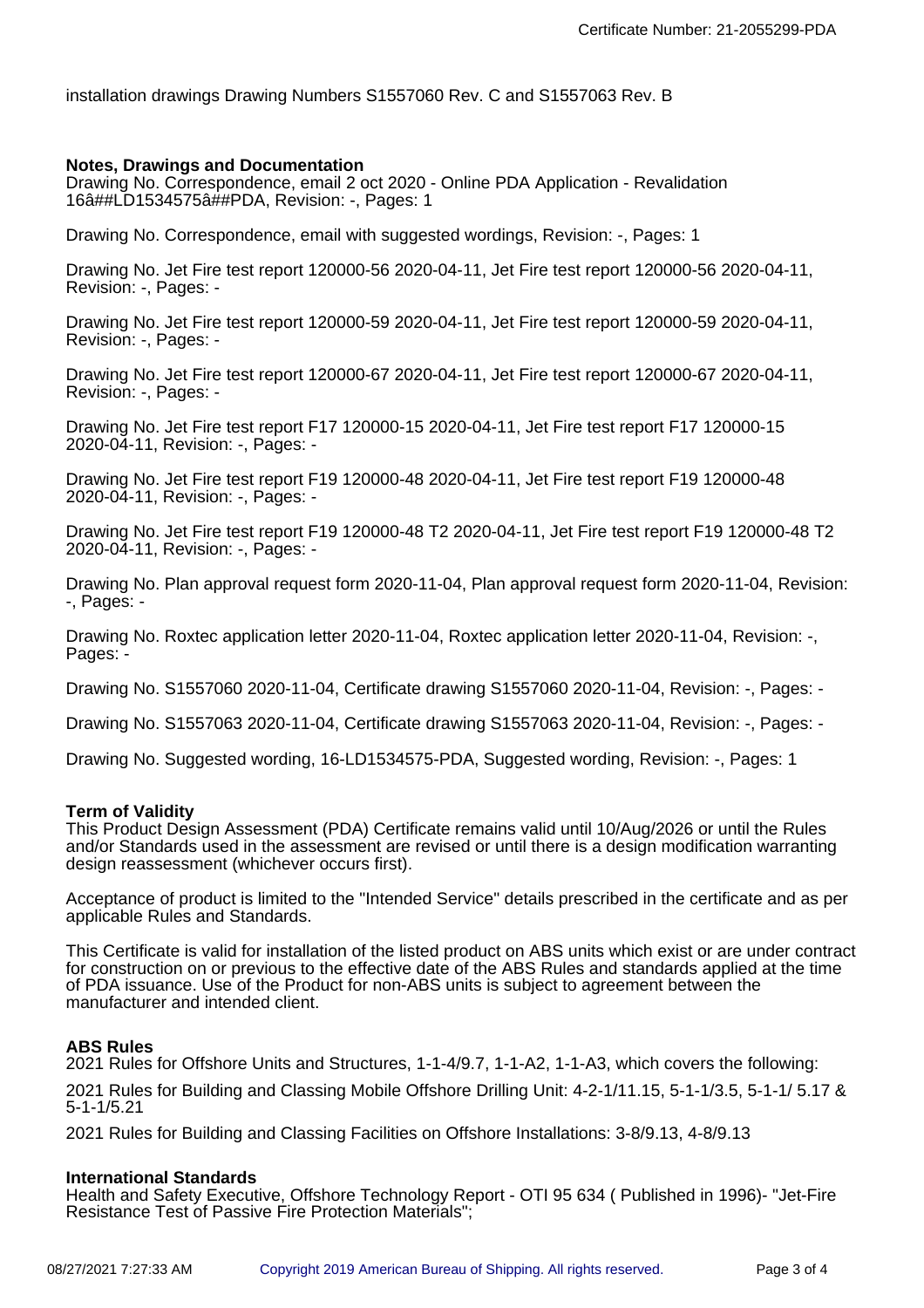installation drawings Drawing Numbers S1557060 Rev. C and S1557063 Rev. B

**Notes, Drawings and Documentation**
Drawing No. Correspondence, email 2 oct 2020 - Online PDA Application - Revalidation 16â##LD1534575â##PDA, Revision: -, Pages: 1

Drawing No. Correspondence, email with suggested wordings, Revision: -, Pages: 1

Drawing No. Jet Fire test report 120000-56 2020-04-11, Jet Fire test report 120000-56 2020-04-11, Revision: -, Pages: -

Drawing No. Jet Fire test report 120000-59 2020-04-11, Jet Fire test report 120000-59 2020-04-11, Revision: -, Pages: -

Drawing No. Jet Fire test report 120000-67 2020-04-11, Jet Fire test report 120000-67 2020-04-11, Revision: -, Pages: -

Drawing No. Jet Fire test report F17 120000-15 2020-04-11, Jet Fire test report F17 120000-15 2020-04-11, Revision: -, Pages: -

Drawing No. Jet Fire test report F19 120000-48 2020-04-11, Jet Fire test report F19 120000-48 2020-04-11, Revision: -, Pages: -

Drawing No. Jet Fire test report F19 120000-48 T2 2020-04-11, Jet Fire test report F19 120000-48 T2 2020-04-11, Revision: -, Pages: -

Drawing No. Plan approval request form 2020-11-04, Plan approval request form 2020-11-04, Revision: -, Pages: -

Drawing No. Roxtec application letter 2020-11-04, Roxtec application letter 2020-11-04, Revision: -, Pages: -

Drawing No. S1557060 2020-11-04, Certificate drawing S1557060 2020-11-04, Revision: -, Pages: -

Drawing No. S1557063 2020-11-04, Certificate drawing S1557063 2020-11-04, Revision: -, Pages: -

Drawing No. Suggested wording, 16-LD1534575-PDA, Suggested wording, Revision: -, Pages: 1

**Term of Validity**
This Product Design Assessment (PDA) Certificate remains valid until 10/Aug/2026 or until the Rules and/or Standards used in the assessment are revised or until there is a design modification warranting design reassessment (whichever occurs first).

Acceptance of product is limited to the "Intended Service" details prescribed in the certificate and as per applicable Rules and Standards.

This Certificate is valid for installation of the listed product on ABS units which exist or are under contract for construction on or previous to the effective date of the ABS Rules and standards applied at the time of PDA issuance. Use of the Product for non-ABS units is subject to agreement between the manufacturer and intended client.

**ABS Rules**
2021 Rules for Offshore Units and Structures, 1-1-4/9.7, 1-1-A2, 1-1-A3, which covers the following:

2021 Rules for Building and Classing Mobile Offshore Drilling Unit: 4-2-1/11.15, 5-1-1/3.5, 5-1-1/ 5.17 & 5-1-1/5.21

2021 Rules for Building and Classing Facilities on Offshore Installations: 3-8/9.13, 4-8/9.13

**International Standards**
Health and Safety Executive, Offshore Technology Report - OTI 95 634 ( Published in 1996)- "Jet-Fire Resistance Test of Passive Fire Protection Materials";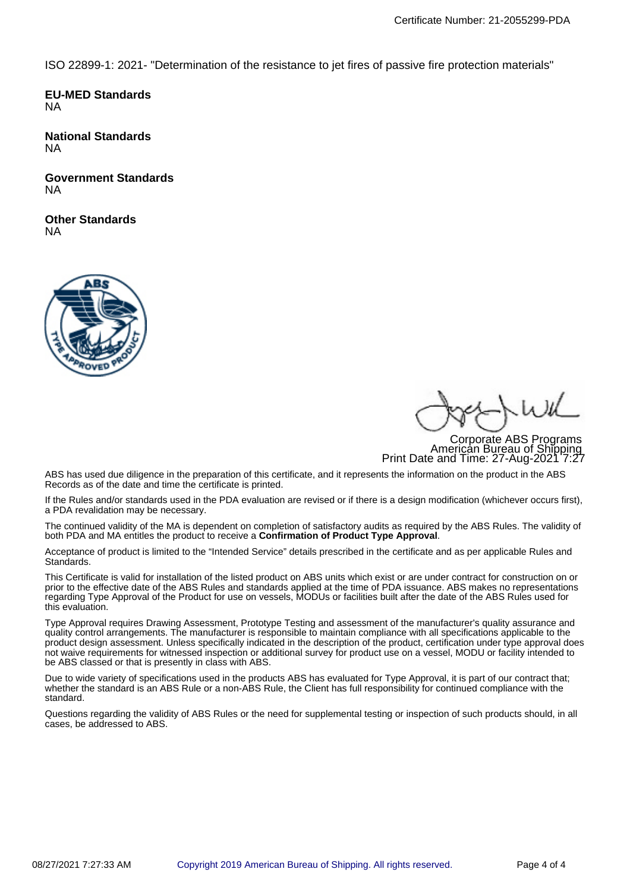ISO 22899-1: 2021- "Determination of the resistance to jet fires of passive fire protection materials"

**EU-MED Standards**
NA

**National Standards**
NA

**Government Standards**
NA

**Other Standards**
NA

Corporate ABS Programs
American Bureau of Shipping
Print Date and Time: 27-Aug-2021 7:27

ABS has used due diligence in the preparation of this certificate, and it represents the information on the product in the ABS Records as of the date and time the certificate is printed.

If the Rules and/or standards used in the PDA evaluation are revised or if there is a design modification (whichever occurs first), a PDA revalidation may be necessary.

The continued validity of the MA is dependent on completion of satisfactory audits as required by the ABS Rules. The validity of both PDA and MA entitles the product to receive a **Confirmation of Product Type Approval**.

Acceptance of product is limited to the "Intended Service" details prescribed in the certificate and as per applicable Rules and Standards.

This Certificate is valid for installation of the listed product on ABS units which exist or are under contract for construction on or prior to the effective date of the ABS Rules and standards applied at the time of PDA issuance. ABS makes no representations regarding Type Approval of the Product for use on vessels, MODUs or facilities built after the date of the ABS Rules used for this evaluation.

Type Approval requires Drawing Assessment, Prototype Testing and assessment of the manufacturer's quality assurance and quality control arrangements. The manufacturer is responsible to maintain compliance with all specifications applicable to the product design assessment. Unless specifically indicated in the description of the product, certification under type approval does not waive requirements for witnessed inspection or additional survey for product use on a vessel, MODU or facility intended to be ABS classed or that is presently in class with ABS.

Due to wide variety of specifications used in the products ABS has evaluated for Type Approval, it is part of our contract that; whether the standard is an ABS Rule or a non-ABS Rule, the Client has full responsibility for continued compliance with the standard.

Questions regarding the validity of ABS Rules or the need for supplemental testing or inspection of such products should, in all cases, be addressed to ABS.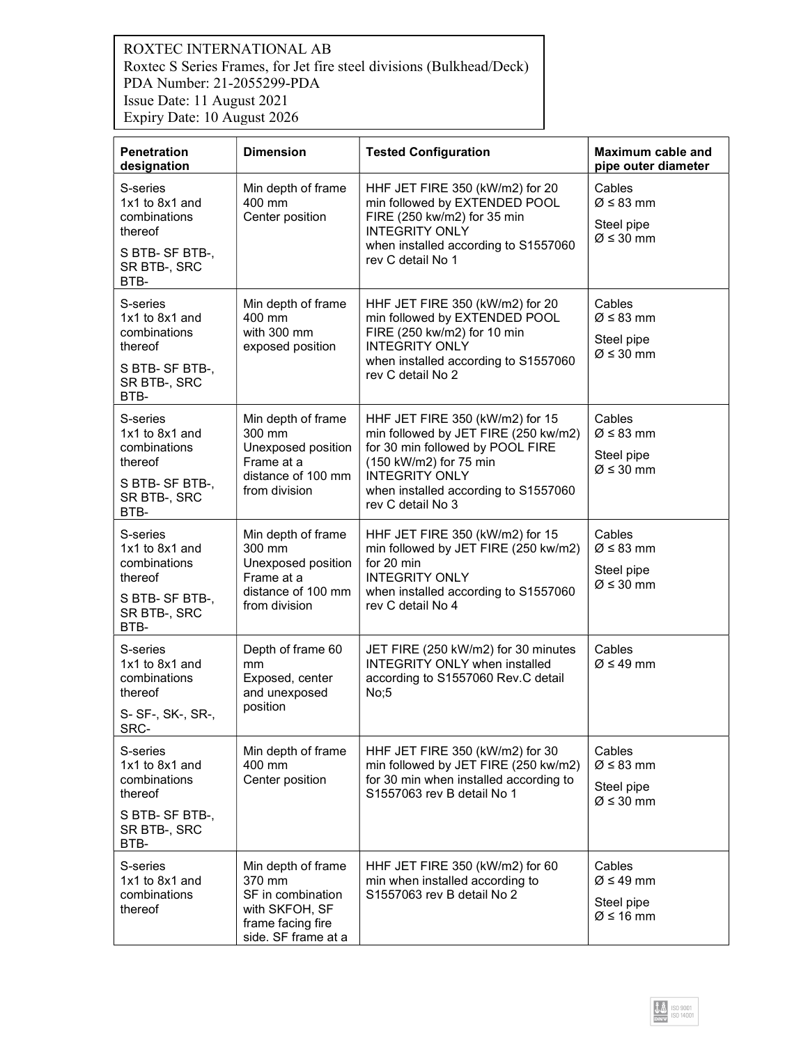ROXTEC INTERNATIONAL AB
Roxtec S Series Frames, for Jet fire steel divisions (Bulkhead/Deck)
PDA Number: 21-2055299-PDA
Issue Date: 11 August 2021
Expiry Date: 10 August 2026

| Penetration designation | Dimension | Tested Configuration | Maximum cable and pipe outer diameter |
| --- | --- | --- | --- |
| S-series 1x1 to 8x1 and combinations thereof<br>S BTB- SF BTB-, SR BTB-, SRC BTB- | Min depth of frame 400 mm<br>Center position | HHF JET FIRE 350 (kW/m2) for 20 min followed by EXTENDED POOL FIRE (250 kw/m2) for 35 min<br>INTEGRITY ONLY<br>when installed according to S1557060 rev C detail No 1 | Cables<br>Ø ≤ 83 mm<br>Steel pipe<br>Ø ≤ 30 mm |
| S-series 1x1 to 8x1 and combinations thereof<br>S BTB- SF BTB-, SR BTB-, SRC BTB- | Min depth of frame 400 mm with 300 mm exposed position | HHF JET FIRE 350 (kW/m2) for 20 min followed by EXTENDED POOL FIRE (250 kw/m2) for 10 min<br>INTEGRITY ONLY<br>when installed according to S1557060 rev C detail No 2 | Cables<br>Ø ≤ 83 mm<br>Steel pipe<br>Ø ≤ 30 mm |
| S-series 1x1 to 8x1 and combinations thereof<br>S BTB- SF BTB-, SR BTB-, SRC BTB- | Min depth of frame 300 mm<br>Unexposed position<br>Frame at a distance of 100 mm from division | HHF JET FIRE 350 (kW/m2) for 15 min followed by JET FIRE (250 kw/m2) for 30 min followed by POOL FIRE (150 kW/m2) for 75 min<br>INTEGRITY ONLY<br>when installed according to S1557060 rev C detail No 3 | Cables<br>Ø ≤ 83 mm<br>Steel pipe<br>Ø ≤ 30 mm |
| S-series 1x1 to 8x1 and combinations thereof<br>S BTB- SF BTB-, SR BTB-, SRC BTB- | Min depth of frame 300 mm<br>Unexposed position<br>Frame at a distance of 100 mm from division | HHF JET FIRE 350 (kW/m2) for 15 min followed by JET FIRE (250 kw/m2) for 20 min<br>INTEGRITY ONLY<br>when installed according to S1557060 rev C detail No 4 | Cables<br>Ø ≤ 83 mm<br>Steel pipe<br>Ø ≤ 30 mm |
| S-series 1x1 to 8x1 and combinations thereof<br>S- SF-, SK-, SR-, SRC- | Depth of frame 60 mm<br>Exposed, center and unexposed position | JET FIRE (250 kW/m2) for 30 minutes INTEGRITY ONLY when installed according to S1557060 Rev.C detail No;5 | Cables<br>Ø ≤ 49 mm |
| S-series 1x1 to 8x1 and combinations thereof<br>S BTB- SF BTB-, SR BTB-, SRC BTB- | Min depth of frame 400 mm<br>Center position | HHF JET FIRE 350 (kW/m2) for 30 min followed by JET FIRE (250 kw/m2) for 30 min when installed according to S1557063 rev B detail No 1 | Cables<br>Ø ≤ 83 mm<br>Steel pipe<br>Ø ≤ 30 mm |
| S-series 1x1 to 8x1 and combinations thereof | Min depth of frame 370 mm<br>SF in combination with SKFOH, SF frame facing fire side. SF frame at a | HHF JET FIRE 350 (kW/m2) for 60 min when installed according to S1557063 rev B detail No 2 | Cables<br>Ø ≤ 49 mm<br>Steel pipe<br>Ø ≤ 16 mm |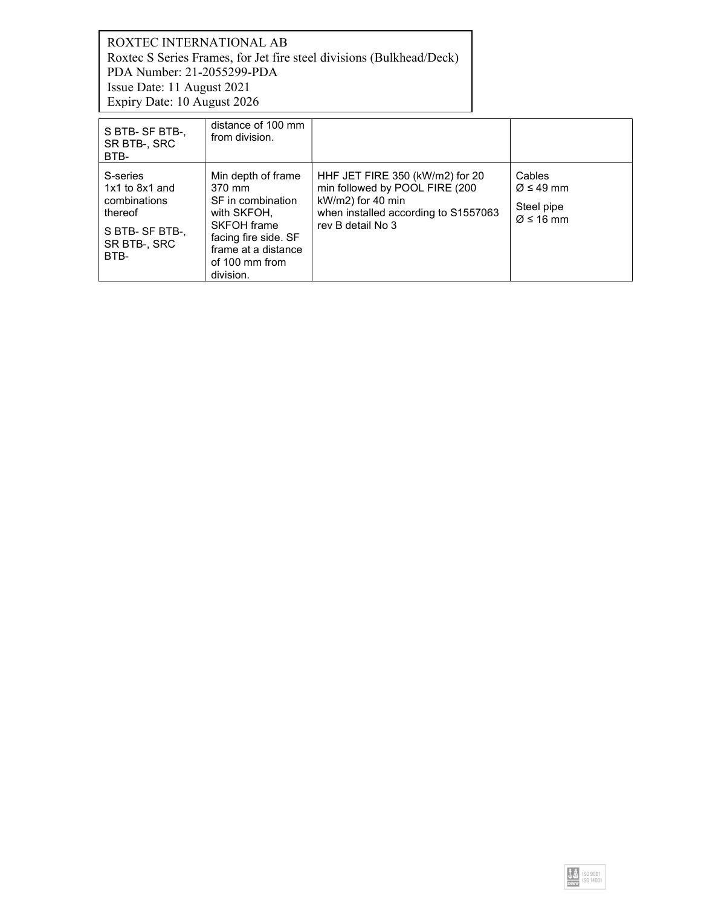| | | | |
|---|---|---|---|
| S BTB- SF BTB-, SR BTB-, SRC BTB- | distance of 100 mm from division. | | |
| S-series 1x1 to 8x1 and combinations thereof<br><br>S BTB- SF BTB-, SR BTB-, SRC BTB- | Min depth of frame 370 mm<br>SF in combination with SKFOH, SKFOH frame facing fire side. SF frame at a distance of 100 mm from division. | HHF JET FIRE 350 (kW/m2) for 20 min followed by POOL FIRE (200 kW/m2) for 40 min<br>when installed according to S1557063 rev B detail No 3 | Cables<br>Ø ≤ 49 mm<br><br>Steel pipe<br>Ø ≤ 16 mm |